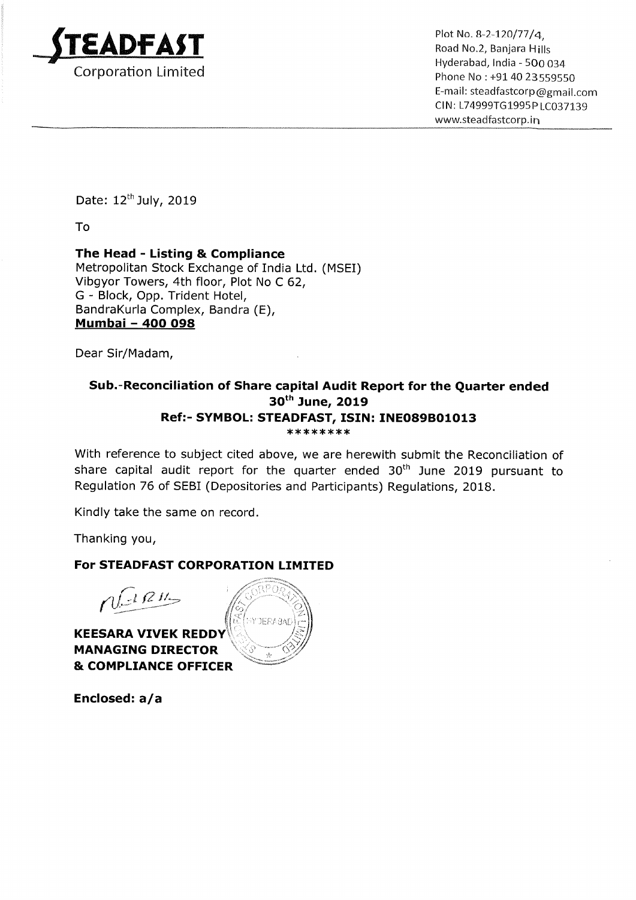**STEADFAST**
Corporation Limited

Plot No. 8-2-120/77/4,
Road No.2, Banjara Hills
Hyderabad, India - 500 034
Phone No : +91 40 23559550
E-mail: steadfastcorp@gmail.com
CIN: L74999TG1995PLC037139
www.steadfastcorp.in

Date: 12th July, 2019

To

**The Head - Listing & Compliance**
Metropolitan Stock Exchange of India Ltd. (MSEI)
Vibgyor Towers, 4th floor, Plot No C 62,
G - Block, Opp. Trident Hotel,
BandraKurla Complex, Bandra (E),
**Mumbai – 400 098**

Dear Sir/Madam,

**Sub.-Reconciliation of Share capital Audit Report for the Quarter ended 30th June, 2019**
**Ref:- SYMBOL: STEADFAST, ISIN: INE089B01013**
********

With reference to subject cited above, we are herewith submit the Reconciliation of share capital audit report for the quarter ended 30th June 2019 pursuant to Regulation 76 of SEBI (Depositories and Participants) Regulations, 2018.

Kindly take the same on record.

Thanking you,

**For STEADFAST CORPORATION LIMITED**

**KEESARA VIVEK REDDY**
**MANAGING DIRECTOR**
**& COMPLIANCE OFFICER**

**Enclosed: a/a**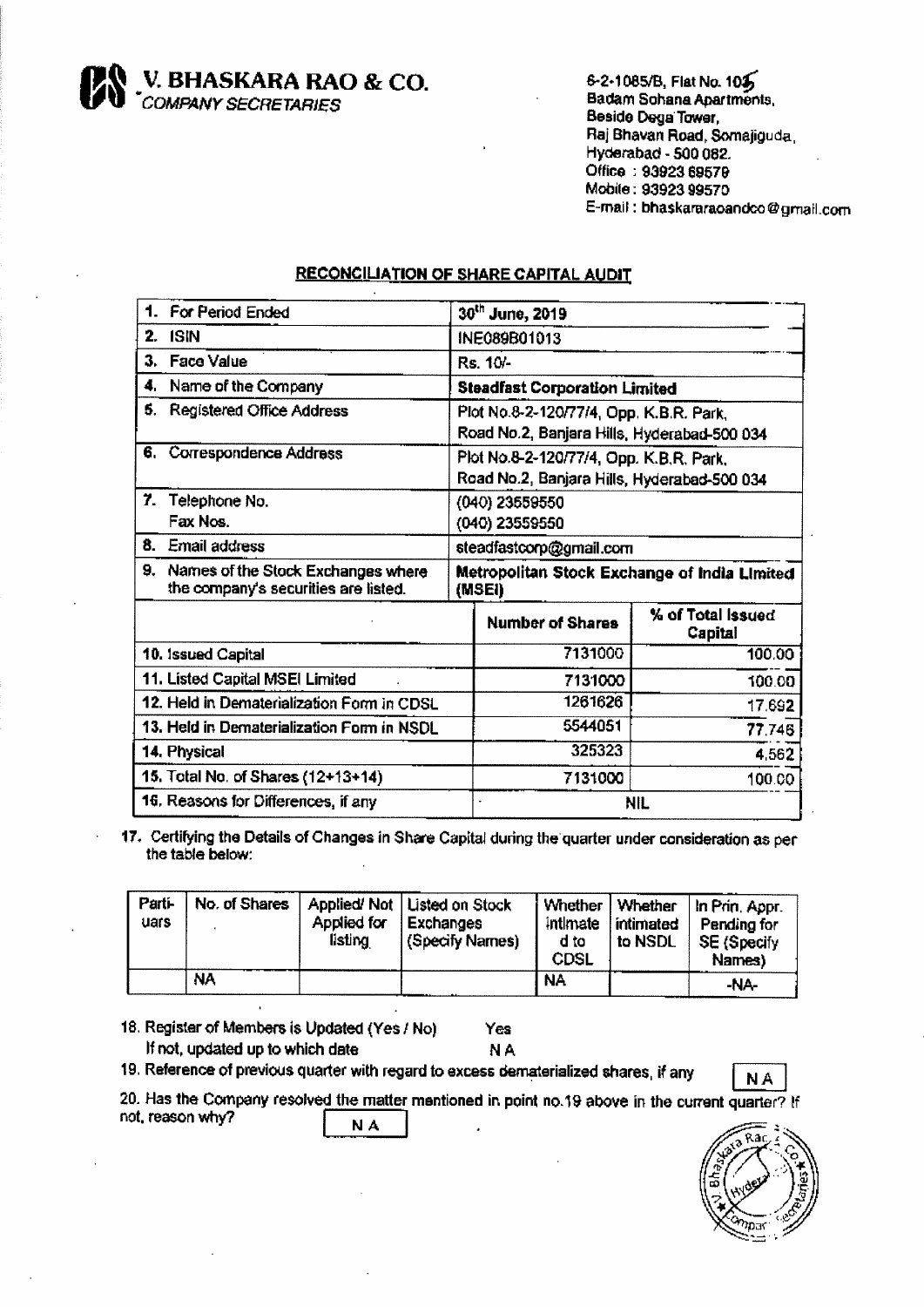**V. BHASKARA RAO & CO.**
*COMPANY SECRETARIES*

6-2-1085/B, Flat No. 105
Badam Sohana Apartments,
Beside Dega Tower,
Raj Bhavan Road, Somajiguda,
Hyderabad - 500 082.
Office : 93923 69579
Mobile : 93923 99570
E-mail : bhaskararaoandco@gmail.com

## RECONCILIATION OF SHARE CAPITAL AUDIT

| | | |
|---|---|---|
| 1. For Period Ended | 30th June, 2019 | |
| 2. ISIN | INE089B01013 | |
| 3. Face Value | Rs. 10/- | |
| 4. Name of the Company | **Steadfast Corporation Limited** | |
| 5. Registered Office Address | Plot No.8-2-120/77/4, Opp. K.B.R. Park, Road No.2, Banjara Hills, Hyderabad-500 034 | |
| 6. Correspondence Address | Plot No.8-2-120/77/4, Opp. K.B.R. Park, Road No.2, Banjara Hills, Hyderabad-500 034 | |
| 7. Telephone No. Fax Nos. | (040) 23559550 (040) 23559550 | |
| 8. Email address | steadfastcorp@gmail.com | |
| 9. Names of the Stock Exchanges where the company's securities are listed. | **Metropolitan Stock Exchange of India Limited (MSEI)** | |
| | **Number of Shares** | **% of Total Issued Capital** |
| 10. Issued Capital | 7131000 | 100.00 |
| 11. Listed Capital MSEI Limited | 7131000 | 100.00 |
| 12. Held in Dematerialization Form in CDSL | 1261626 | 17.692 |
| 13. Held in Dematerialization Form in NSDL | 5544051 | 77.746 |
| 14. Physical | 325323 | 4.562 |
| 15. Total No. of Shares (12+13+14) | 7131000 | 100.00 |
| 16. Reasons for Differences, if any | NIL | |

17. Certifying the Details of Changes in Share Capital during the quarter under consideration as per the table below:

| Partiuars | No. of Shares | Applied/ Not Applied for listing | Listed on Stock Exchanges (Specify Names) | Whether intimated to CDSL | Whether intimated to NSDL | In Prin. Appr. Pending for SE (Specify Names) |
|---|---|---|---|---|---|---|
| | NA | | | NA | | -NA- |

18. Register of Members is Updated (Yes / No) Yes
 If not, updated up to which date NA

19. Reference of previous quarter with regard to excess dematerialized shares, if any NA

20. Has the Company resolved the matter mentioned in point no.19 above in the current quarter? If not, reason why? NA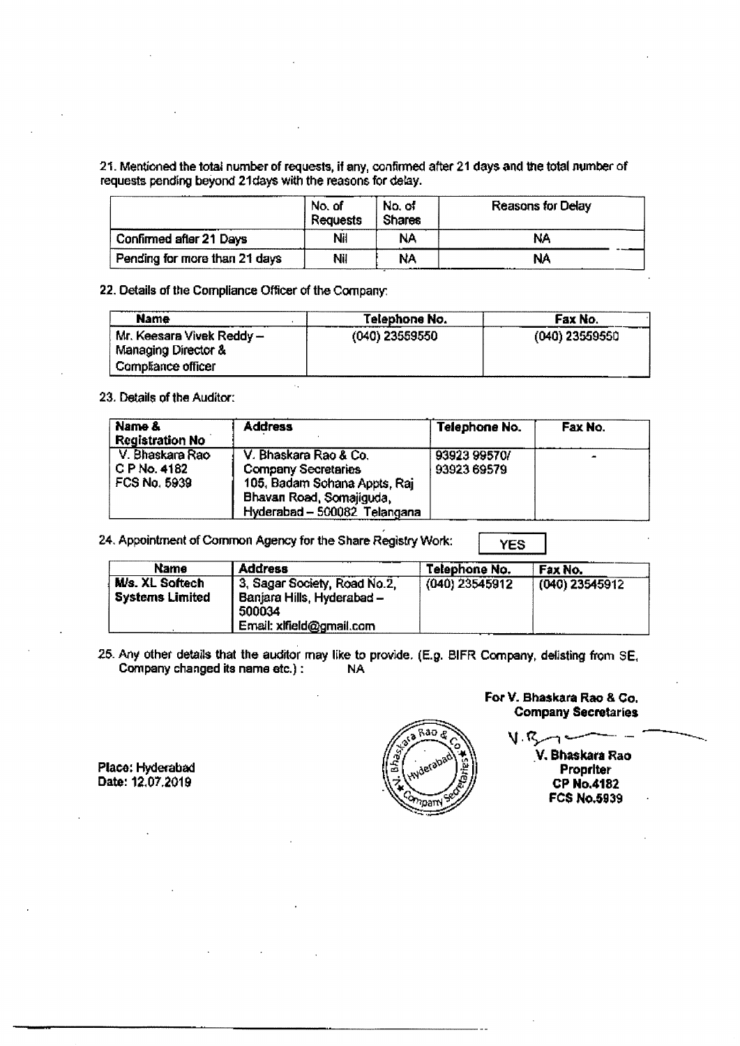21. Mentioned the total number of requests, if any, confirmed after 21 days and the total number of requests pending beyond 21days with the reasons for delay.

| | No. of Requests | No. of Shares | Reasons for Delay |
|---|---|---|---|
| Confirmed after 21 Days | Nil | NA | NA |
| Pending for more than 21 days | Nil | NA | NA |

22. Details of the Compliance Officer of the Company:

| Name | Telephone No. | Fax No. |
|---|---|---|
| Mr. Keesara Vivek Reddy – Managing Director & Compliance officer | (040) 23559550 | (040) 23559550 |

23. Details of the Auditor:

| Name & Registration No | Address | Telephone No. | Fax No. |
|---|---|---|---|
| V. Bhaskara Rao C P No. 4182 FCS No. 5939 | V. Bhaskara Rao & Co. Company Secretaries 105, Badam Sohana Appts, Raj Bhavan Road, Somajiguda, Hyderabad – 500082 Telangana | 93923 99570/ 93923 69579 | - |

24. Appointment of Common Agency for the Share Registry Work: **YES**

| Name | Address | Telephone No. | Fax No. |
|---|---|---|---|
| M/s. XL Softech Systems Limited | 3, Sagar Society, Road No.2, Banjara Hills, Hyderabad – 500034 Email: xlfield@gmail.com | (040) 23545912 | (040) 23545912 |

25. Any other details that the auditor may like to provide. (E.g. BIFR Company, delisting from SE, Company changed its name etc.) : NA

**For V. Bhaskara Rao & Co.**
**Company Secretaries**

**V. Bhaskara Rao**
**Propriter**
**CP No.4182**
**FCS No.5939**

Place: Hyderabad
Date: 12.07.2019